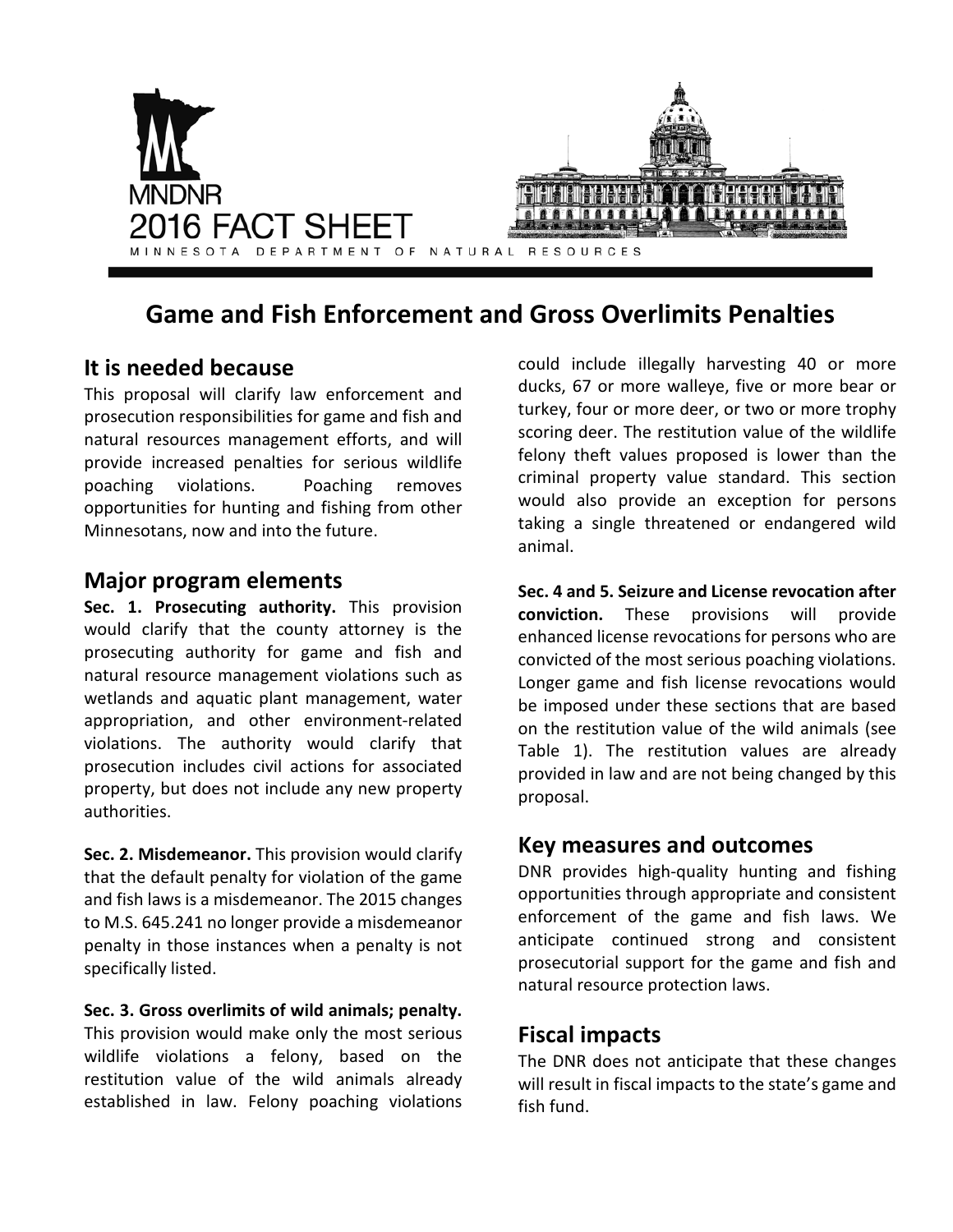MNDNR

2016 FACT SHEET

MINNESOTA DEPARTMENT OF NATURAL RESOURCES

# Game and Fish Enforcement and Gross Overlimits Penalties

## It is needed because

This proposal will clarify law enforcement and prosecution responsibilities for game and fish and natural resources management efforts, and will provide increased penalties for serious wildlife poaching violations. Poaching removes opportunities for hunting and fishing from other Minnesotans, now and into the future.

## Major program elements

**Sec. 1. Prosecuting authority.** This provision would clarify that the county attorney is the prosecuting authority for game and fish and natural resource management violations such as wetlands and aquatic plant management, water appropriation, and other environment-related violations. The authority would clarify that prosecution includes civil actions for associated property, but does not include any new property authorities.

**Sec. 2. Misdemeanor.** This provision would clarify that the default penalty for violation of the game and fish laws is a misdemeanor. The 2015 changes to M.S. 645.241 no longer provide a misdemeanor penalty in those instances when a penalty is not specifically listed.

**Sec. 3. Gross overlimits of wild animals; penalty.** This provision would make only the most serious wildlife violations a felony, based on the restitution value of the wild animals already established in law. Felony poaching violations could include illegally harvesting 40 or more ducks, 67 or more walleye, five or more bear or turkey, four or more deer, or two or more trophy scoring deer. The restitution value of the wildlife felony theft values proposed is lower than the criminal property value standard. This section would also provide an exception for persons taking a single threatened or endangered wild animal.

**Sec. 4 and 5. Seizure and License revocation after conviction.** These provisions will provide enhanced license revocations for persons who are convicted of the most serious poaching violations. Longer game and fish license revocations would be imposed under these sections that are based on the restitution value of the wild animals (see Table 1). The restitution values are already provided in law and are not being changed by this proposal.

## Key measures and outcomes

DNR provides high-quality hunting and fishing opportunities through appropriate and consistent enforcement of the game and fish laws. We anticipate continued strong and consistent prosecutorial support for the game and fish and natural resource protection laws.

## Fiscal impacts

The DNR does not anticipate that these changes will result in fiscal impacts to the state's game and fish fund.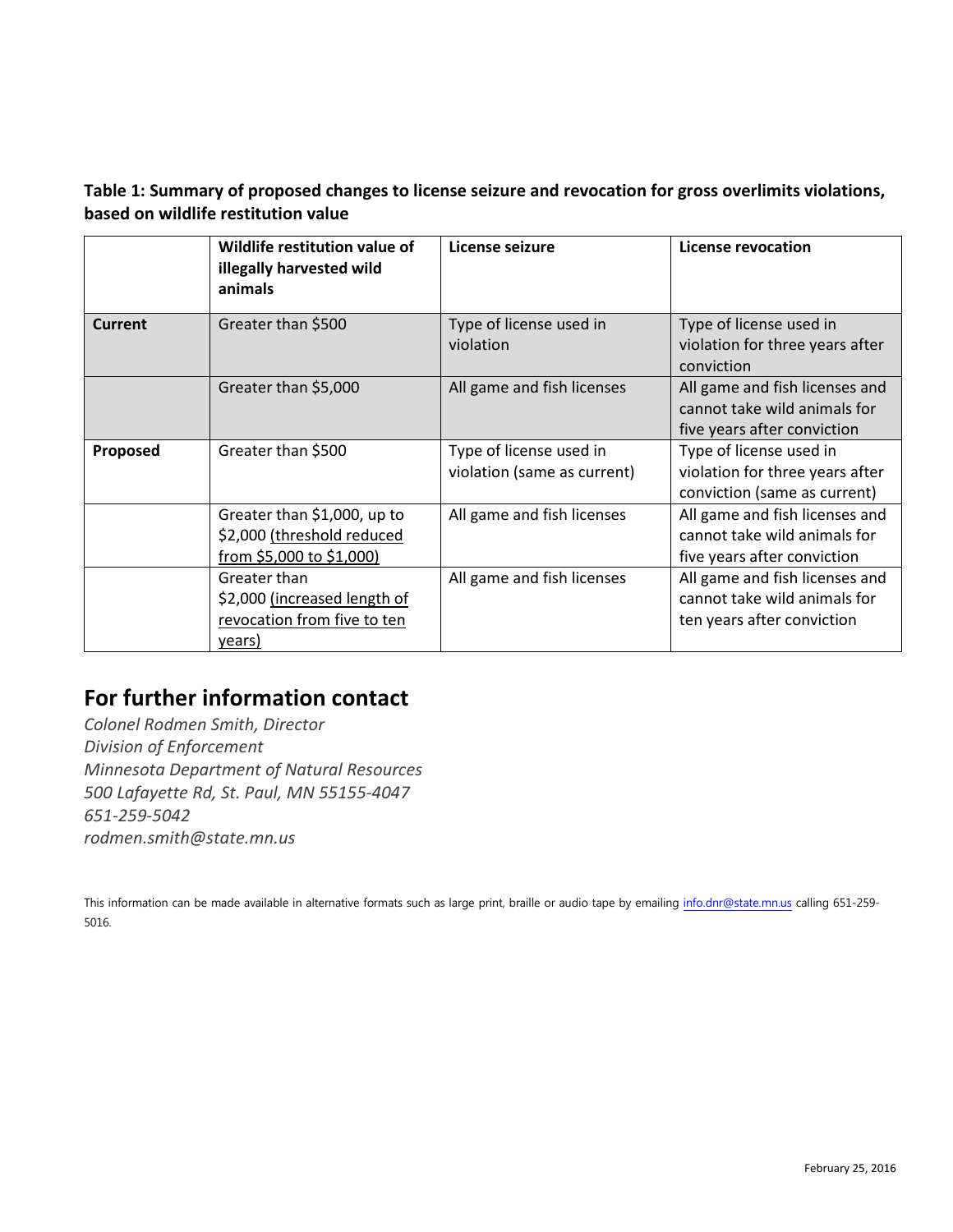**Table 1: Summary of proposed changes to license seizure and revocation for gross overlimits violations, based on wildlife restitution value**

| | Wildlife restitution value of illegally harvested wild animals | License seizure | License revocation |
|---|---|---|---|
| **Current** | Greater than $500 | Type of license used in violation | Type of license used in violation for three years after conviction |
| | Greater than $5,000 | All game and fish licenses | All game and fish licenses and cannot take wild animals for five years after conviction |
| **Proposed** | Greater than $500 | Type of license used in violation (same as current) | Type of license used in violation for three years after conviction (same as current) |
| | Greater than $1,000, up to $2,000 (threshold reduced from $5,000 to $1,000) | All game and fish licenses | All game and fish licenses and cannot take wild animals for five years after conviction |
| | Greater than $2,000 (increased length of revocation from five to ten years) | All game and fish licenses | All game and fish licenses and cannot take wild animals for ten years after conviction |

## For further information contact

*Colonel Rodmen Smith, Director*
*Division of Enforcement*
*Minnesota Department of Natural Resources*
*500 Lafayette Rd, St. Paul, MN 55155-4047*
*651-259-5042*
*rodmen.smith@state.mn.us*

This information can be made available in alternative formats such as large print, braille or audio tape by emailing info.dnr@state.mn.us calling 651-259-5016.

February 25, 2016